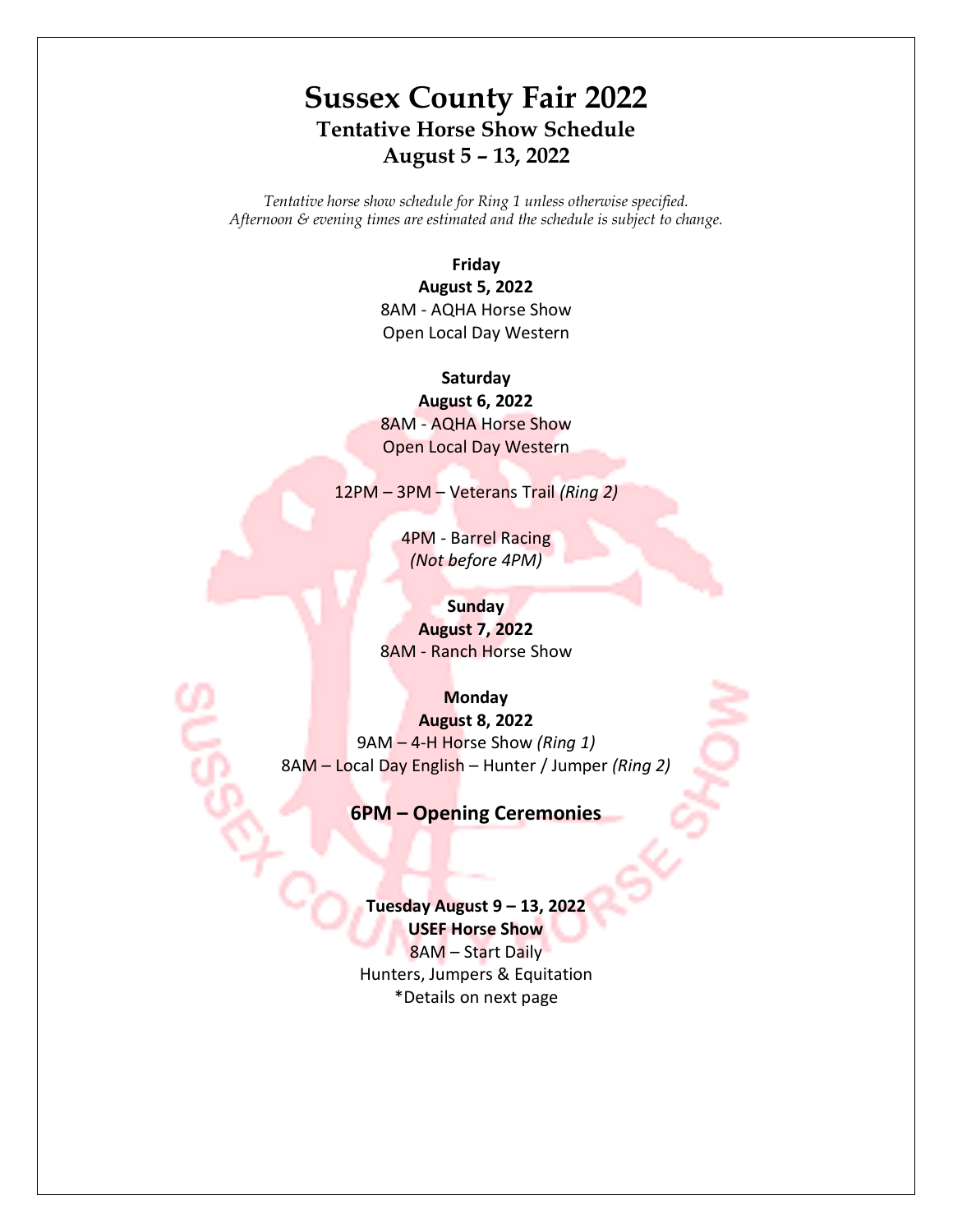# Sussex County Fair 2022

## Tentative Horse Show Schedule

## August 5 – 13, 2022

*Tentative horse show schedule for Ring 1 unless otherwise specified.*
*Afternoon & evening times are estimated and the schedule is subject to change.*

**Friday**
**August 5, 2022**
8AM - AQHA Horse Show
Open Local Day Western

**Saturday**
**August 6, 2022**
8AM - AQHA Horse Show
Open Local Day Western

12PM – 3PM – Veterans Trail *(Ring 2)*

4PM - Barrel Racing
*(Not before 4PM)*

**Sunday**
**August 7, 2022**
8AM - Ranch Horse Show

**Monday**
**August 8, 2022**
9AM – 4-H Horse Show *(Ring 1)*
8AM – Local Day English – Hunter / Jumper *(Ring 2)*

**6PM – Opening Ceremonies**

**Tuesday August 9 – 13, 2022**
**USEF Horse Show**
8AM – Start Daily
Hunters, Jumpers & Equitation
*Details on next page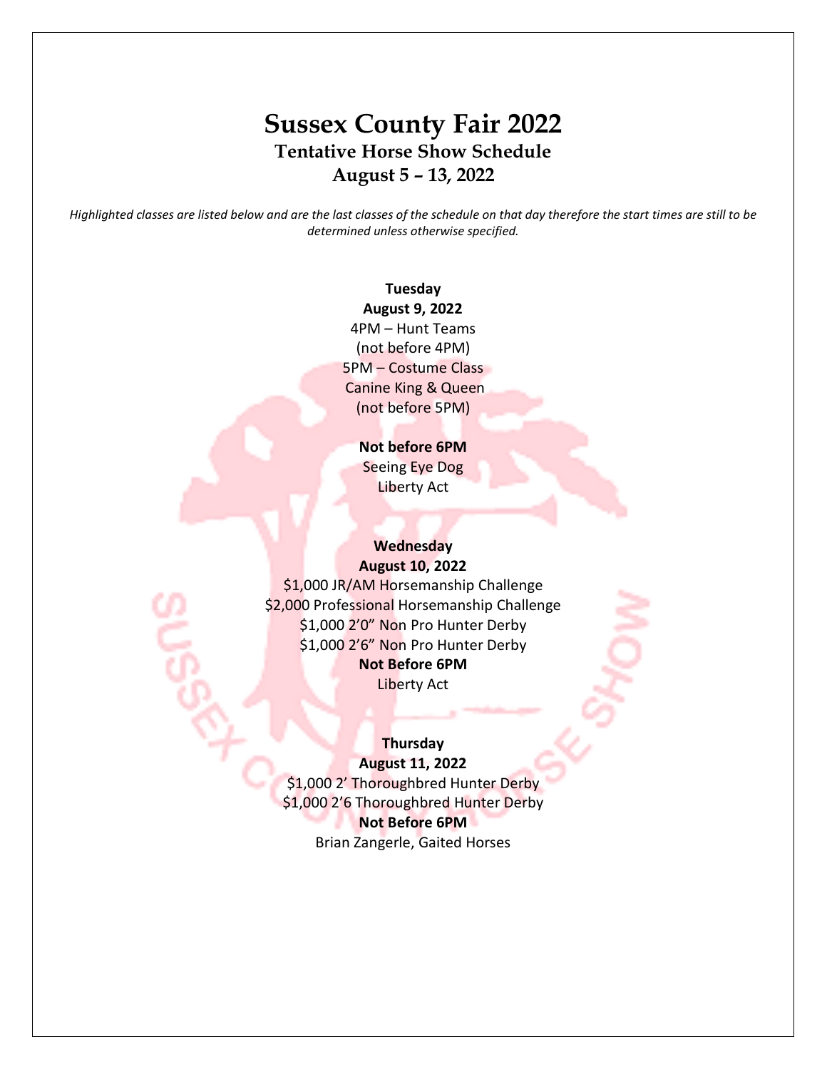# Sussex County Fair 2022

## Tentative Horse Show Schedule

## August 5 – 13, 2022

*Highlighted classes are listed below and are the last classes of the schedule on that day therefore the start times are still to be determined unless otherwise specified.*

**Tuesday**
**August 9, 2022**
4PM – Hunt Teams
(not before 4PM)
5PM – Costume Class
Canine King & Queen
(not before 5PM)

**Not before 6PM**
Seeing Eye Dog
Liberty Act

**Wednesday**
**August 10, 2022**
$1,000 JR/AM Horsemanship Challenge
$2,000 Professional Horsemanship Challenge
$1,000 2'0" Non Pro Hunter Derby
$1,000 2'6" Non Pro Hunter Derby
**Not Before 6PM**
Liberty Act

**Thursday**
**August 11, 2022**
$1,000 2' Thoroughbred Hunter Derby
$1,000 2'6 Thoroughbred Hunter Derby
**Not Before 6PM**
Brian Zangerle, Gaited Horses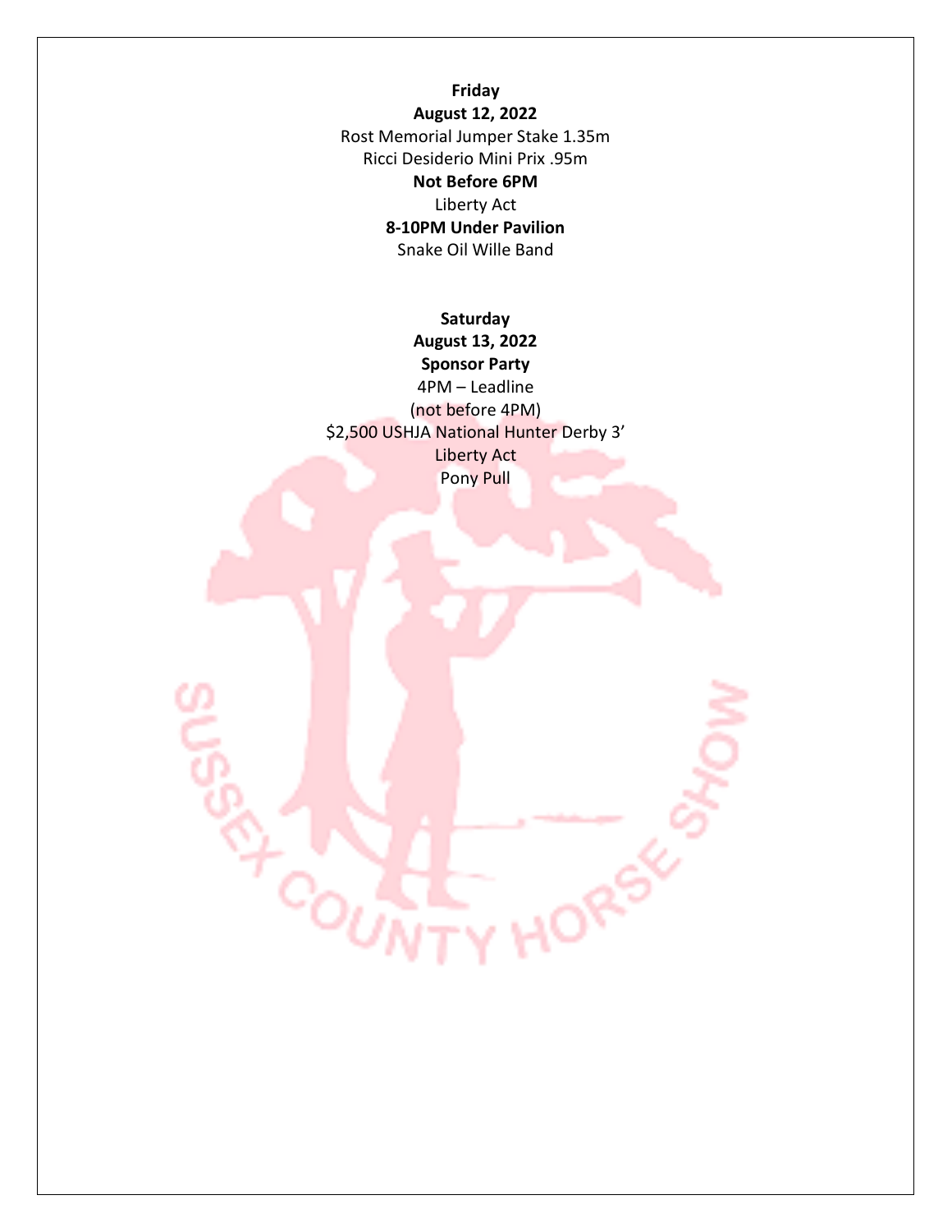**Friday**

**August 12, 2022**

Rost Memorial Jumper Stake 1.35m

Ricci Desiderio Mini Prix .95m

**Not Before 6PM**

Liberty Act

**8-10PM Under Pavilion**

Snake Oil Wille Band

**Saturday**

**August 13, 2022**

**Sponsor Party**

4PM – Leadline

(not before 4PM)

$2,500 USHJA National Hunter Derby 3'

Liberty Act

Pony Pull